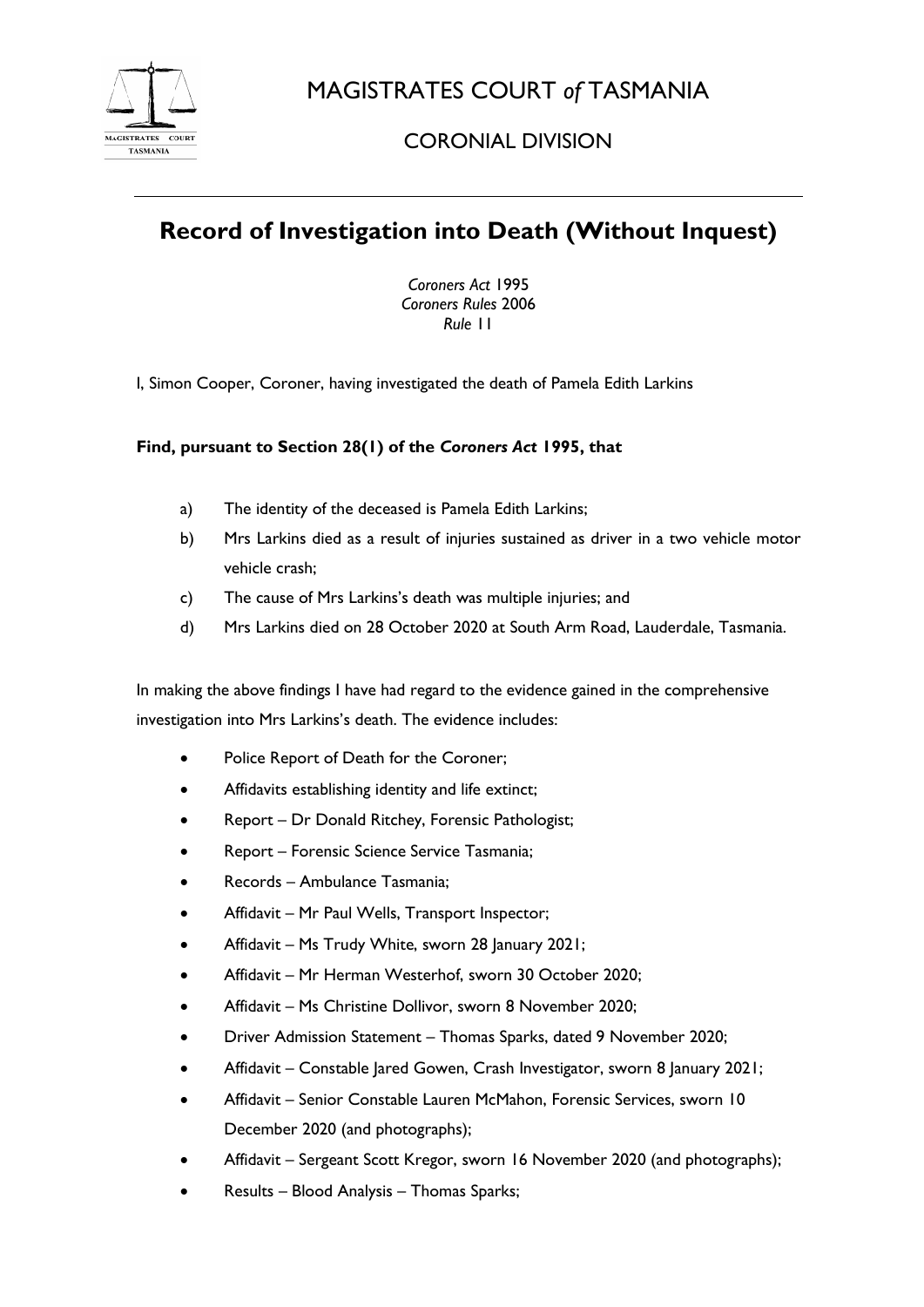# MAGISTRATES COURT *of* TASMANIA

## CORONIAL DIVISION

# Record of Investigation into Death (Without Inquest)

*Coroners Act* 1995
*Coroners Rules* 2006
*Rule* 11

I, Simon Cooper, Coroner, having investigated the death of Pamela Edith Larkins

**Find, pursuant to Section 28(1) of the *Coroners Act* 1995, that**

a) The identity of the deceased is Pamela Edith Larkins;

b) Mrs Larkins died as a result of injuries sustained as driver in a two vehicle motor vehicle crash;

c) The cause of Mrs Larkins's death was multiple injuries; and

d) Mrs Larkins died on 28 October 2020 at South Arm Road, Lauderdale, Tasmania.

In making the above findings I have had regard to the evidence gained in the comprehensive investigation into Mrs Larkins's death. The evidence includes:

- Police Report of Death for the Coroner;
- Affidavits establishing identity and life extinct;
- Report – Dr Donald Ritchey, Forensic Pathologist;
- Report – Forensic Science Service Tasmania;
- Records – Ambulance Tasmania;
- Affidavit – Mr Paul Wells, Transport Inspector;
- Affidavit – Ms Trudy White, sworn 28 January 2021;
- Affidavit – Mr Herman Westerhof, sworn 30 October 2020;
- Affidavit – Ms Christine Dollivor, sworn 8 November 2020;
- Driver Admission Statement – Thomas Sparks, dated 9 November 2020;
- Affidavit – Constable Jared Gowen, Crash Investigator, sworn 8 January 2021;
- Affidavit – Senior Constable Lauren McMahon, Forensic Services, sworn 10 December 2020 (and photographs);
- Affidavit – Sergeant Scott Kregor, sworn 16 November 2020 (and photographs);
- Results – Blood Analysis – Thomas Sparks;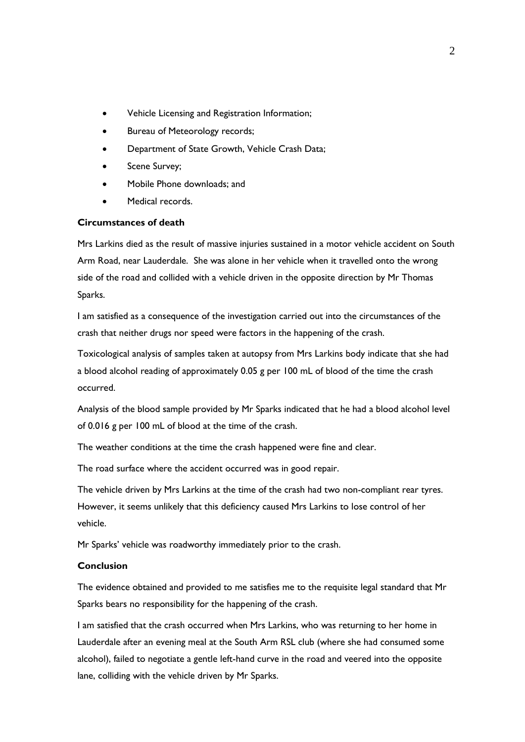- Vehicle Licensing and Registration Information;
- Bureau of Meteorology records;
- Department of State Growth, Vehicle Crash Data;
- Scene Survey;
- Mobile Phone downloads; and
- Medical records.

**Circumstances of death**

Mrs Larkins died as the result of massive injuries sustained in a motor vehicle accident on South Arm Road, near Lauderdale. She was alone in her vehicle when it travelled onto the wrong side of the road and collided with a vehicle driven in the opposite direction by Mr Thomas Sparks.

I am satisfied as a consequence of the investigation carried out into the circumstances of the crash that neither drugs nor speed were factors in the happening of the crash.

Toxicological analysis of samples taken at autopsy from Mrs Larkins body indicate that she had a blood alcohol reading of approximately 0.05 g per 100 mL of blood of the time the crash occurred.

Analysis of the blood sample provided by Mr Sparks indicated that he had a blood alcohol level of 0.016 g per 100 mL of blood at the time of the crash.

The weather conditions at the time the crash happened were fine and clear.

The road surface where the accident occurred was in good repair.

The vehicle driven by Mrs Larkins at the time of the crash had two non-compliant rear tyres. However, it seems unlikely that this deficiency caused Mrs Larkins to lose control of her vehicle.

Mr Sparks' vehicle was roadworthy immediately prior to the crash.

**Conclusion**

The evidence obtained and provided to me satisfies me to the requisite legal standard that Mr Sparks bears no responsibility for the happening of the crash.

I am satisfied that the crash occurred when Mrs Larkins, who was returning to her home in Lauderdale after an evening meal at the South Arm RSL club (where she had consumed some alcohol), failed to negotiate a gentle left-hand curve in the road and veered into the opposite lane, colliding with the vehicle driven by Mr Sparks.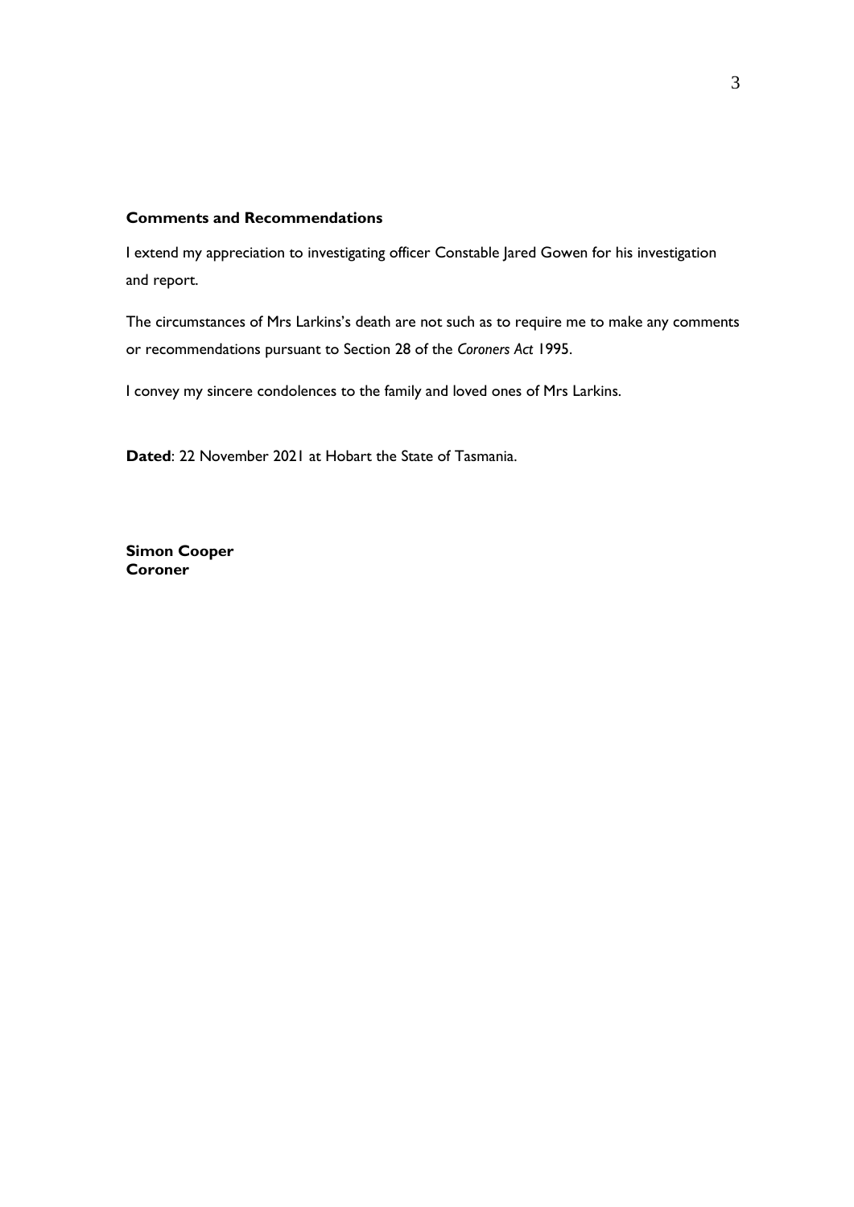**Comments and Recommendations**

I extend my appreciation to investigating officer Constable Jared Gowen for his investigation and report.

The circumstances of Mrs Larkins's death are not such as to require me to make any comments or recommendations pursuant to Section 28 of the *Coroners Act* 1995.

I convey my sincere condolences to the family and loved ones of Mrs Larkins.

**Dated**: 22 November 2021 at Hobart the State of Tasmania.

**Simon Cooper**
**Coroner**